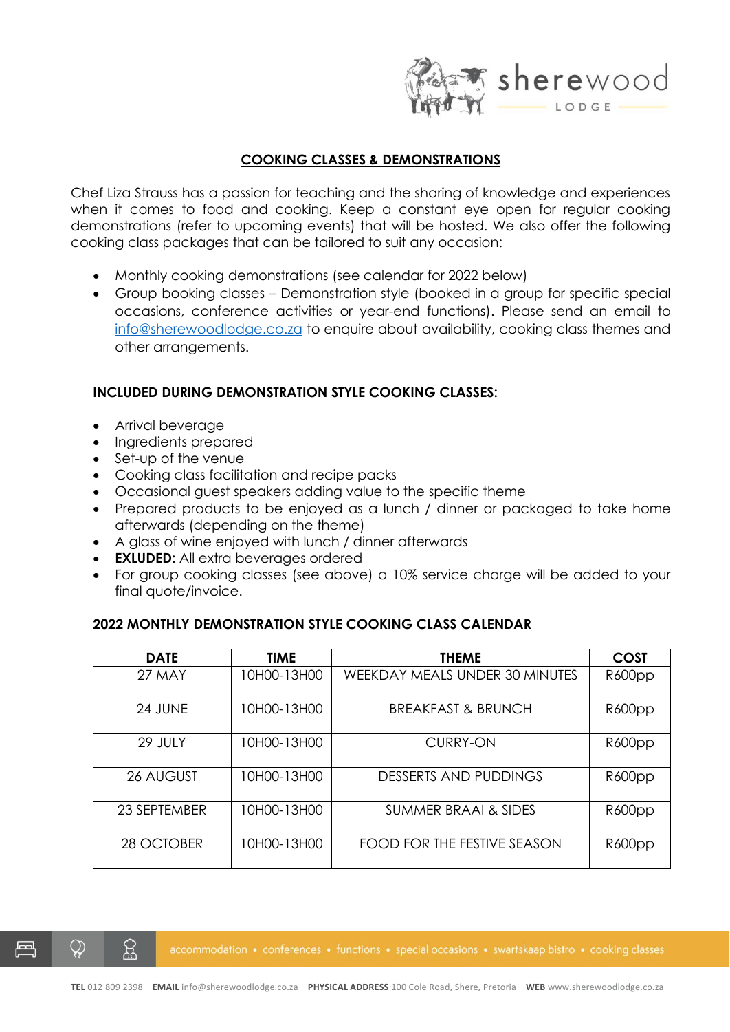## COOKING CLASSES & DEMONSTRATIONS

Chef Liza Strauss has a passion for teaching and the sharing of knowledge and experiences when it comes to food and cooking. Keep a constant eye open for regular cooking demonstrations (refer to upcoming events) that will be hosted. We also offer the following cooking class packages that can be tailored to suit any occasion:

- Monthly cooking demonstrations (see calendar for 2022 below)
- Group booking classes – Demonstration style (booked in a group for specific special occasions, conference activities or year-end functions). Please send an email to info@sherewoodlodge.co.za to enquire about availability, cooking class themes and other arrangements.

### INCLUDED DURING DEMONSTRATION STYLE COOKING CLASSES:

- Arrival beverage
- Ingredients prepared
- Set-up of the venue
- Cooking class facilitation and recipe packs
- Occasional guest speakers adding value to the specific theme
- Prepared products to be enjoyed as a lunch / dinner or packaged to take home afterwards (depending on the theme)
- A glass of wine enjoyed with lunch / dinner afterwards
- **EXLUDED:** All extra beverages ordered
- For group cooking classes (see above) a 10% service charge will be added to your final quote/invoice.

### 2022 MONTHLY DEMONSTRATION STYLE COOKING CLASS CALENDAR

| DATE | TIME | THEME | COST |
|---|---|---|---|
| 27 MAY | 10H00-13H00 | WEEKDAY MEALS UNDER 30 MINUTES | R600pp |
| 24 JUNE | 10H00-13H00 | BREAKFAST & BRUNCH | R600pp |
| 29 JULY | 10H00-13H00 | CURRY-ON | R600pp |
| 26 AUGUST | 10H00-13H00 | DESSERTS AND PUDDINGS | R600pp |
| 23 SEPTEMBER | 10H00-13H00 | SUMMER BRAAI & SIDES | R600pp |
| 28 OCTOBER | 10H00-13H00 | FOOD FOR THE FESTIVE SEASON | R600pp |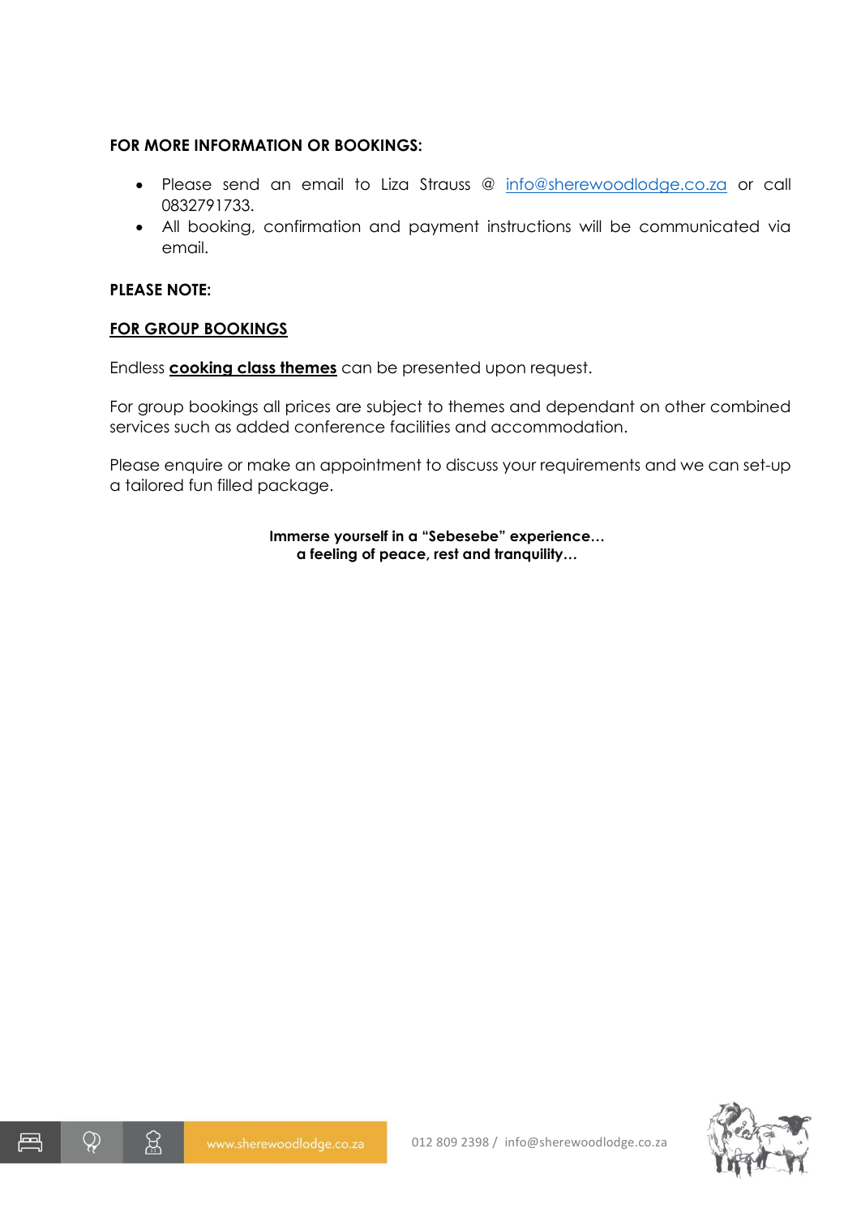**FOR MORE INFORMATION OR BOOKINGS:**

- Please send an email to Liza Strauss @ info@sherewoodlodge.co.za or call 0832791733.
- All booking, confirmation and payment instructions will be communicated via email.

**PLEASE NOTE:**

**FOR GROUP BOOKINGS**

Endless **cooking class themes** can be presented upon request.

For group bookings all prices are subject to themes and dependant on other combined services such as added conference facilities and accommodation.

Please enquire or make an appointment to discuss your requirements and we can set-up a tailored fun filled package.

**Immerse yourself in a "Sebesebe" experience…**
**a feeling of peace, rest and tranquility…**